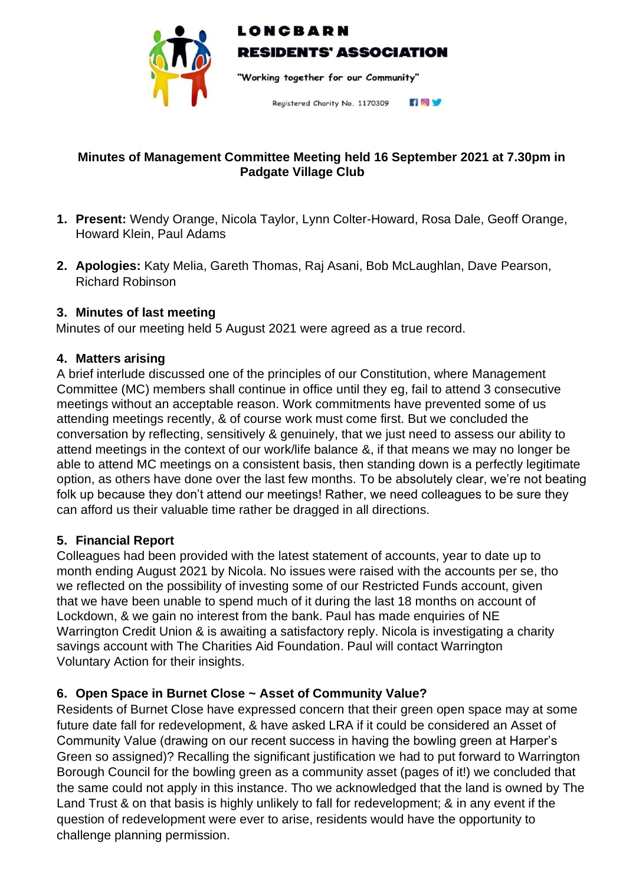**LONGBARN**
**RESIDENTS' ASSOCIATION**

"Working together for our Community"

Registered Charity No. 1170309

**Minutes of Management Committee Meeting held 16 September 2021 at 7.30pm in Padgate Village Club**

1. **Present:** Wendy Orange, Nicola Taylor, Lynn Colter-Howard, Rosa Dale, Geoff Orange, Howard Klein, Paul Adams

2. **Apologies:** Katy Melia, Gareth Thomas, Raj Asani, Bob McLaughlan, Dave Pearson, Richard Robinson

### 3. Minutes of last meeting

Minutes of our meeting held 5 August 2021 were agreed as a true record.

### 4. Matters arising

A brief interlude discussed one of the principles of our Constitution, where Management Committee (MC) members shall continue in office until they eg, fail to attend 3 consecutive meetings without an acceptable reason. Work commitments have prevented some of us attending meetings recently, & of course work must come first. But we concluded the conversation by reflecting, sensitively & genuinely, that we just need to assess our ability to attend meetings in the context of our work/life balance &, if that means we may no longer be able to attend MC meetings on a consistent basis, then standing down is a perfectly legitimate option, as others have done over the last few months. To be absolutely clear, we're not beating folk up because they don't attend our meetings! Rather, we need colleagues to be sure they can afford us their valuable time rather be dragged in all directions.

### 5. Financial Report

Colleagues had been provided with the latest statement of accounts, year to date up to month ending August 2021 by Nicola. No issues were raised with the accounts per se, tho we reflected on the possibility of investing some of our Restricted Funds account, given that we have been unable to spend much of it during the last 18 months on account of Lockdown, & we gain no interest from the bank. Paul has made enquiries of NE Warrington Credit Union & is awaiting a satisfactory reply. Nicola is investigating a charity savings account with The Charities Aid Foundation. Paul will contact Warrington Voluntary Action for their insights.

### 6. Open Space in Burnet Close ~ Asset of Community Value?

Residents of Burnet Close have expressed concern that their green open space may at some future date fall for redevelopment, & have asked LRA if it could be considered an Asset of Community Value (drawing on our recent success in having the bowling green at Harper's Green so assigned)? Recalling the significant justification we had to put forward to Warrington Borough Council for the bowling green as a community asset (pages of it!) we concluded that the same could not apply in this instance. Tho we acknowledged that the land is owned by The Land Trust & on that basis is highly unlikely to fall for redevelopment; & in any event if the question of redevelopment were ever to arise, residents would have the opportunity to challenge planning permission.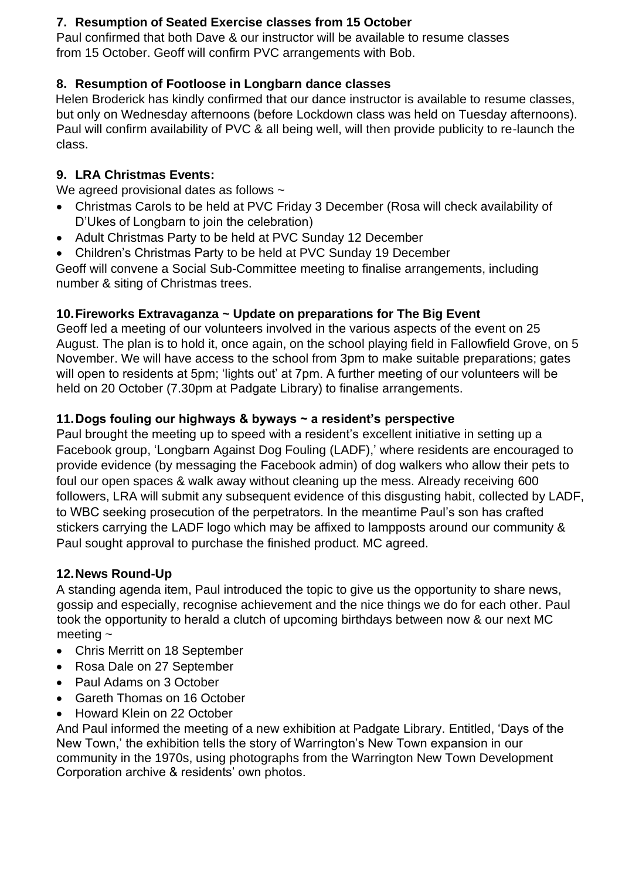## 7. Resumption of Seated Exercise classes from 15 October

Paul confirmed that both Dave & our instructor will be available to resume classes from 15 October. Geoff will confirm PVC arrangements with Bob.

## 8. Resumption of Footloose in Longbarn dance classes

Helen Broderick has kindly confirmed that our dance instructor is available to resume classes, but only on Wednesday afternoons (before Lockdown class was held on Tuesday afternoons). Paul will confirm availability of PVC & all being well, will then provide publicity to re-launch the class.

## 9. LRA Christmas Events:

We agreed provisional dates as follows ~

- Christmas Carols to be held at PVC Friday 3 December (Rosa will check availability of D'Ukes of Longbarn to join the celebration)
- Adult Christmas Party to be held at PVC Sunday 12 December
- Children's Christmas Party to be held at PVC Sunday 19 December

Geoff will convene a Social Sub-Committee meeting to finalise arrangements, including number & siting of Christmas trees.

## 10. Fireworks Extravaganza ~ Update on preparations for The Big Event

Geoff led a meeting of our volunteers involved in the various aspects of the event on 25 August. The plan is to hold it, once again, on the school playing field in Fallowfield Grove, on 5 November. We will have access to the school from 3pm to make suitable preparations; gates will open to residents at 5pm; 'lights out' at 7pm. A further meeting of our volunteers will be held on 20 October (7.30pm at Padgate Library) to finalise arrangements.

## 11. Dogs fouling our highways & byways ~ a resident's perspective

Paul brought the meeting up to speed with a resident's excellent initiative in setting up a Facebook group, 'Longbarn Against Dog Fouling (LADF),' where residents are encouraged to provide evidence (by messaging the Facebook admin) of dog walkers who allow their pets to foul our open spaces & walk away without cleaning up the mess. Already receiving 600 followers, LRA will submit any subsequent evidence of this disgusting habit, collected by LADF, to WBC seeking prosecution of the perpetrators. In the meantime Paul's son has crafted stickers carrying the LADF logo which may be affixed to lampposts around our community & Paul sought approval to purchase the finished product. MC agreed.

## 12. News Round-Up

A standing agenda item, Paul introduced the topic to give us the opportunity to share news, gossip and especially, recognise achievement and the nice things we do for each other. Paul took the opportunity to herald a clutch of upcoming birthdays between now & our next MC meeting ~

- Chris Merritt on 18 September
- Rosa Dale on 27 September
- Paul Adams on 3 October
- Gareth Thomas on 16 October
- Howard Klein on 22 October

And Paul informed the meeting of a new exhibition at Padgate Library. Entitled, 'Days of the New Town,' the exhibition tells the story of Warrington's New Town expansion in our community in the 1970s, using photographs from the Warrington New Town Development Corporation archive & residents' own photos.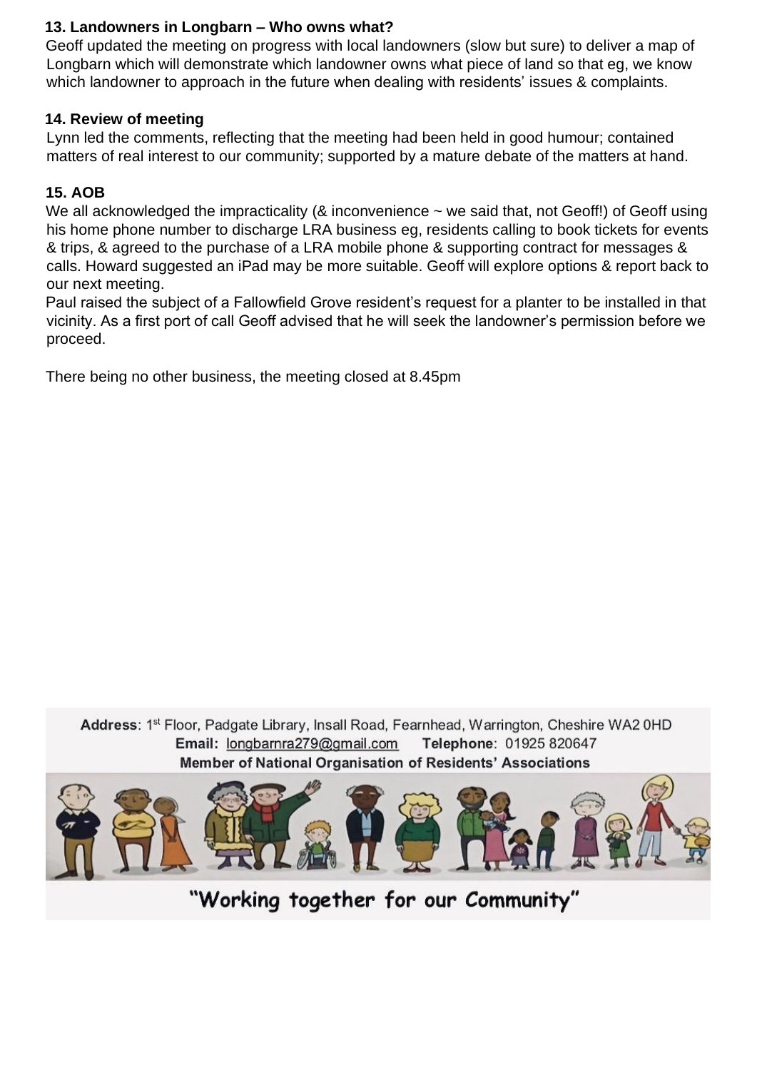**13. Landowners in Longbarn – Who owns what?**

Geoff updated the meeting on progress with local landowners (slow but sure) to deliver a map of Longbarn which will demonstrate which landowner owns what piece of land so that eg, we know which landowner to approach in the future when dealing with residents' issues & complaints.

**14. Review of meeting**

Lynn led the comments, reflecting that the meeting had been held in good humour; contained matters of real interest to our community; supported by a mature debate of the matters at hand.

**15. AOB**

We all acknowledged the impracticality (& inconvenience ~ we said that, not Geoff!) of Geoff using his home phone number to discharge LRA business eg, residents calling to book tickets for events & trips, & agreed to the purchase of a LRA mobile phone & supporting contract for messages & calls. Howard suggested an iPad may be more suitable. Geoff will explore options & report back to our next meeting.

Paul raised the subject of a Fallowfield Grove resident's request for a planter to be installed in that vicinity. As a first port of call Geoff advised that he will seek the landowner's permission before we proceed.

There being no other business, the meeting closed at 8.45pm

**Address**: 1st Floor, Padgate Library, Insall Road, Fearnhead, Warrington, Cheshire WA2 0HD
**Email:** longbarnra279@gmail.com **Telephone**: 01925 820647
**Member of National Organisation of Residents' Associations**

"Working together for our Community"